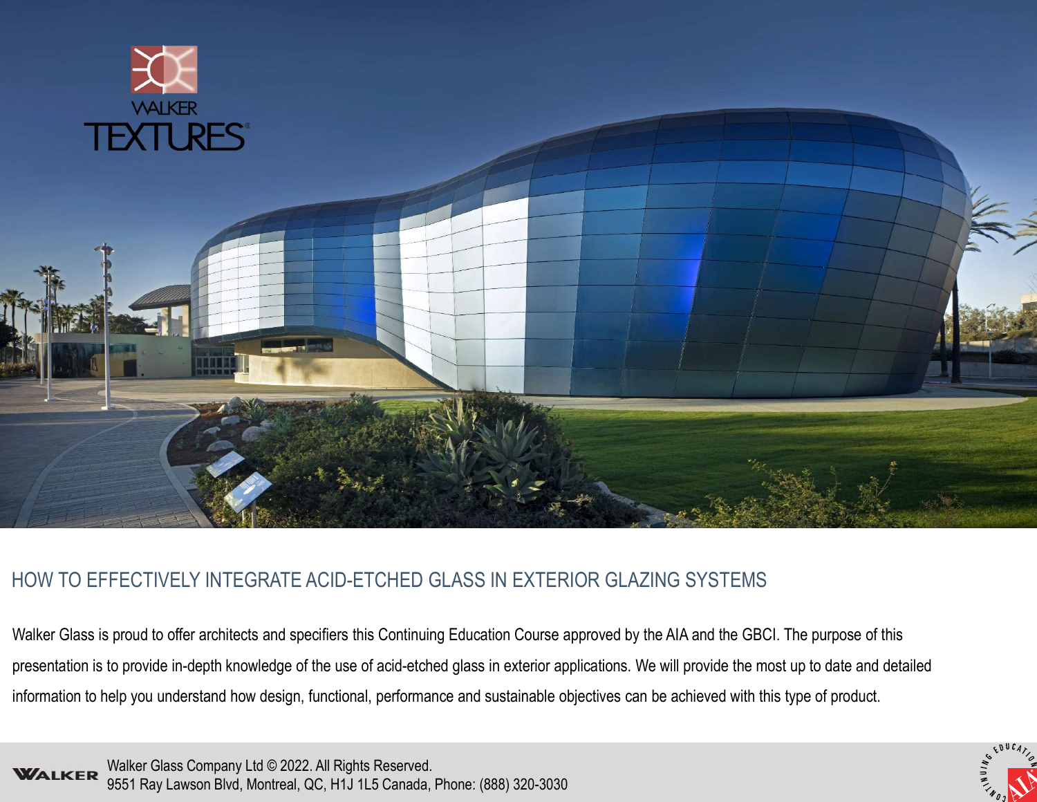WALKER TEXTURES®

# HOW TO EFFECTIVELY INTEGRATE ACID-ETCHED GLASS IN EXTERIOR GLAZING SYSTEMS

Walker Glass is proud to offer architects and specifiers this Continuing Education Course approved by the AIA and the GBCI. The purpose of this presentation is to provide in-depth knowledge of the use of acid-etched glass in exterior applications. We will provide the most up to date and detailed information to help you understand how design, functional, performance and sustainable objectives can be achieved with this type of product.

WALKER Walker Glass Company Ltd © 2022. All Rights Reserved.
9551 Ray Lawson Blvd, Montreal, QC, H1J 1L5 Canada, Phone: (888) 320-3030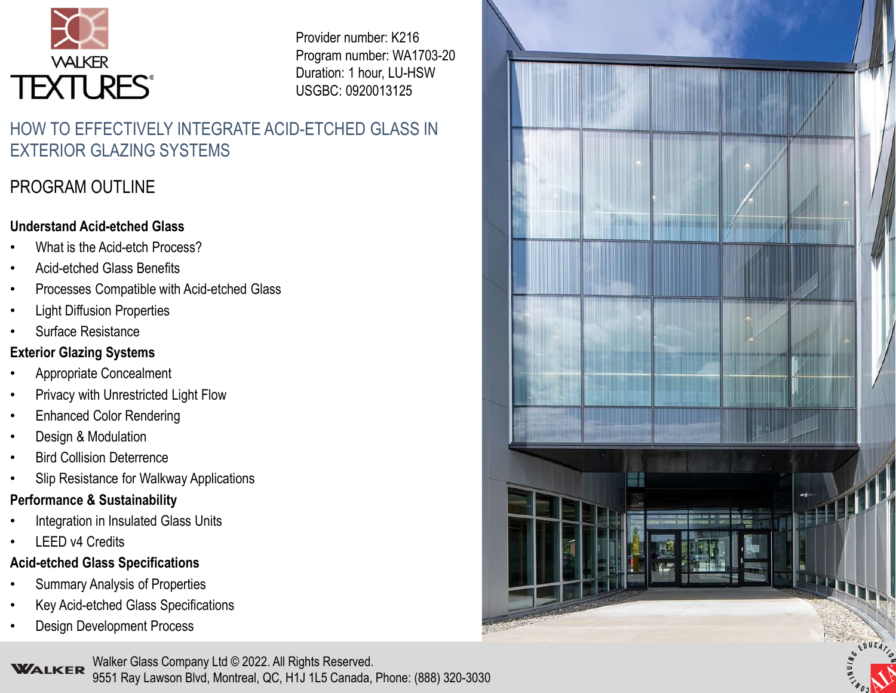Provider number: K216
Program number: WA1703-20
Duration: 1 hour, LU-HSW
USGBC: 0920013125

# HOW TO EFFECTIVELY INTEGRATE ACID-ETCHED GLASS IN EXTERIOR GLAZING SYSTEMS

## PROGRAM OUTLINE

**Understand Acid-etched Glass**

- What is the Acid-etch Process?
- Acid-etched Glass Benefits
- Processes Compatible with Acid-etched Glass
- Light Diffusion Properties
- Surface Resistance

**Exterior Glazing Systems**

- Appropriate Concealment
- Privacy with Unrestricted Light Flow
- Enhanced Color Rendering
- Design & Modulation
- Bird Collision Deterrence
- Slip Resistance for Walkway Applications

**Performance & Sustainability**

- Integration in Insulated Glass Units
- LEED v4 Credits

**Acid-etched Glass Specifications**

- Summary Analysis of Properties
- Key Acid-etched Glass Specifications
- Design Development Process

Walker Glass Company Ltd © 2022. All Rights Reserved.
9551 Ray Lawson Blvd, Montreal, QC, H1J 1L5 Canada, Phone: (888) 320-3030